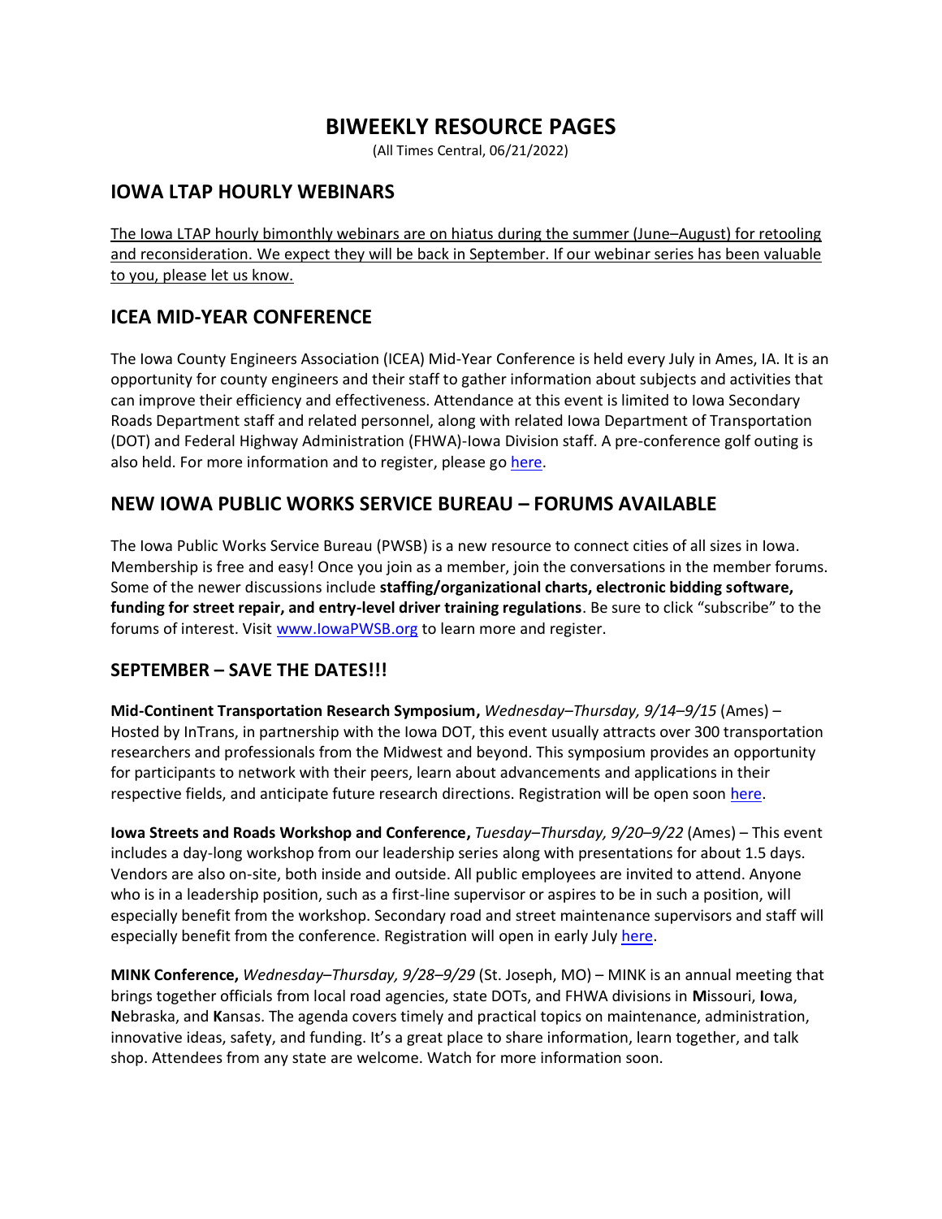# BIWEEKLY RESOURCE PAGES

(All Times Central, 06/21/2022)

## IOWA LTAP HOURLY WEBINARS

The Iowa LTAP hourly bimonthly webinars are on hiatus during the summer (June–August) for retooling and reconsideration. We expect they will be back in September. If our webinar series has been valuable to you, please let us know.

## ICEA MID-YEAR CONFERENCE

The Iowa County Engineers Association (ICEA) Mid-Year Conference is held every July in Ames, IA. It is an opportunity for county engineers and their staff to gather information about subjects and activities that can improve their efficiency and effectiveness. Attendance at this event is limited to Iowa Secondary Roads Department staff and related personnel, along with related Iowa Department of Transportation (DOT) and Federal Highway Administration (FHWA)-Iowa Division staff. A pre-conference golf outing is also held. For more information and to register, please go here.

## NEW IOWA PUBLIC WORKS SERVICE BUREAU – FORUMS AVAILABLE

The Iowa Public Works Service Bureau (PWSB) is a new resource to connect cities of all sizes in Iowa. Membership is free and easy! Once you join as a member, join the conversations in the member forums. Some of the newer discussions include **staffing/organizational charts, electronic bidding software, funding for street repair, and entry-level driver training regulations**. Be sure to click "subscribe" to the forums of interest. Visit www.IowaPWSB.org to learn more and register.

## SEPTEMBER – SAVE THE DATES!!!

**Mid-Continent Transportation Research Symposium,** *Wednesday–Thursday, 9/14–9/15* (Ames) – Hosted by InTrans, in partnership with the Iowa DOT, this event usually attracts over 300 transportation researchers and professionals from the Midwest and beyond. This symposium provides an opportunity for participants to network with their peers, learn about advancements and applications in their respective fields, and anticipate future research directions. Registration will be open soon here.

**Iowa Streets and Roads Workshop and Conference,** *Tuesday–Thursday, 9/20–9/22* (Ames) – This event includes a day-long workshop from our leadership series along with presentations for about 1.5 days. Vendors are also on-site, both inside and outside. All public employees are invited to attend. Anyone who is in a leadership position, such as a first-line supervisor or aspires to be in such a position, will especially benefit from the workshop. Secondary road and street maintenance supervisors and staff will especially benefit from the conference. Registration will open in early July here.

**MINK Conference,** *Wednesday–Thursday, 9/28–9/29* (St. Joseph, MO) – MINK is an annual meeting that brings together officials from local road agencies, state DOTs, and FHWA divisions in **M**issouri, **I**owa, **N**ebraska, and **K**ansas. The agenda covers timely and practical topics on maintenance, administration, innovative ideas, safety, and funding. It's a great place to share information, learn together, and talk shop. Attendees from any state are welcome. Watch for more information soon.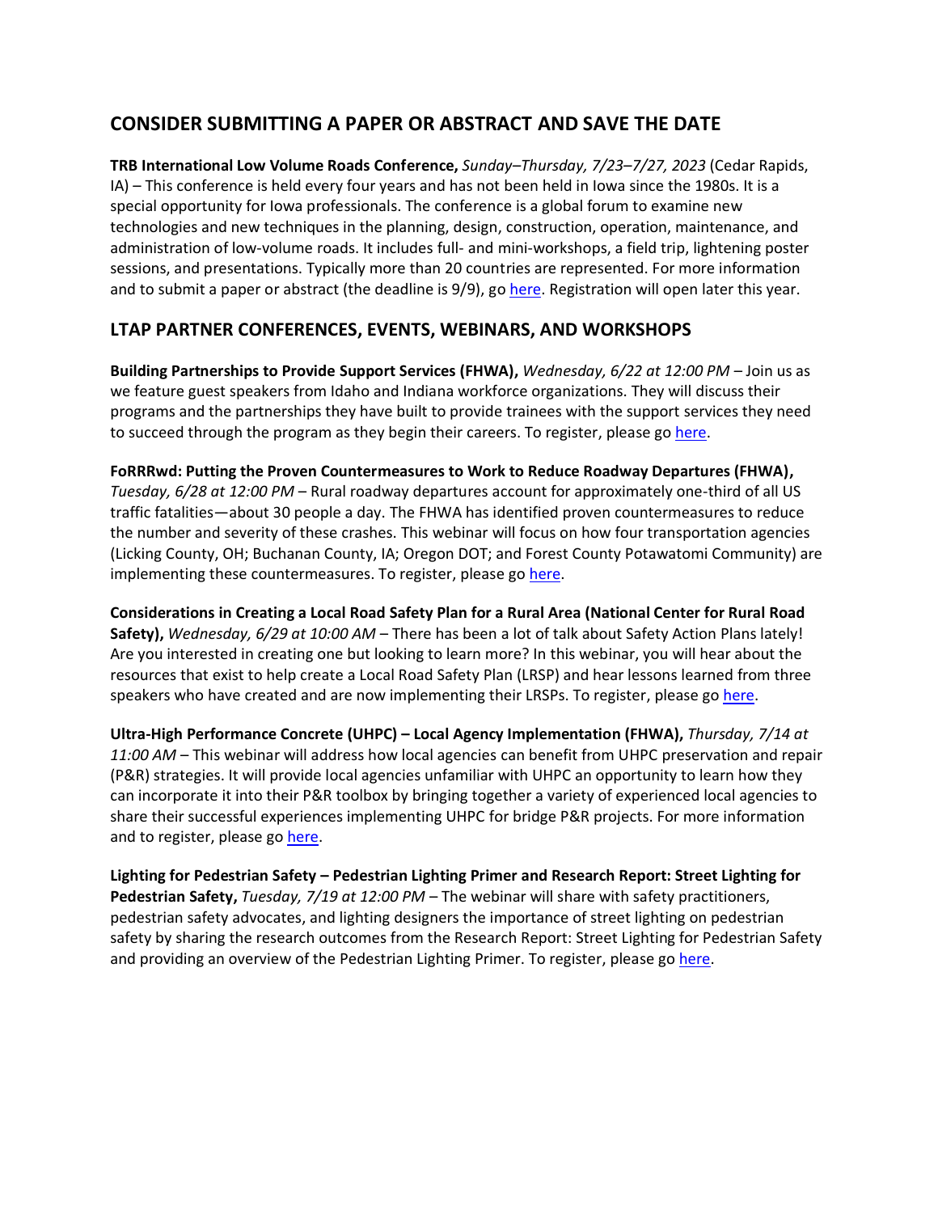## CONSIDER SUBMITTING A PAPER OR ABSTRACT AND SAVE THE DATE

**TRB International Low Volume Roads Conference,** *Sunday–Thursday, 7/23–7/27, 2023* (Cedar Rapids, IA) – This conference is held every four years and has not been held in Iowa since the 1980s. It is a special opportunity for Iowa professionals. The conference is a global forum to examine new technologies and new techniques in the planning, design, construction, operation, maintenance, and administration of low-volume roads. It includes full- and mini-workshops, a field trip, lightening poster sessions, and presentations. Typically more than 20 countries are represented. For more information and to submit a paper or abstract (the deadline is 9/9), go here. Registration will open later this year.

## LTAP PARTNER CONFERENCES, EVENTS, WEBINARS, AND WORKSHOPS

**Building Partnerships to Provide Support Services (FHWA),** *Wednesday, 6/22 at 12:00 PM* – Join us as we feature guest speakers from Idaho and Indiana workforce organizations. They will discuss their programs and the partnerships they have built to provide trainees with the support services they need to succeed through the program as they begin their careers. To register, please go here.

**FoRRRwd: Putting the Proven Countermeasures to Work to Reduce Roadway Departures (FHWA),** *Tuesday, 6/28 at 12:00 PM* – Rural roadway departures account for approximately one-third of all US traffic fatalities—about 30 people a day. The FHWA has identified proven countermeasures to reduce the number and severity of these crashes. This webinar will focus on how four transportation agencies (Licking County, OH; Buchanan County, IA; Oregon DOT; and Forest County Potawatomi Community) are implementing these countermeasures. To register, please go here.

**Considerations in Creating a Local Road Safety Plan for a Rural Area (National Center for Rural Road Safety),** *Wednesday, 6/29 at 10:00 AM* – There has been a lot of talk about Safety Action Plans lately! Are you interested in creating one but looking to learn more? In this webinar, you will hear about the resources that exist to help create a Local Road Safety Plan (LRSP) and hear lessons learned from three speakers who have created and are now implementing their LRSPs. To register, please go here.

**Ultra-High Performance Concrete (UHPC) – Local Agency Implementation (FHWA),** *Thursday, 7/14 at 11:00 AM* – This webinar will address how local agencies can benefit from UHPC preservation and repair (P&R) strategies. It will provide local agencies unfamiliar with UHPC an opportunity to learn how they can incorporate it into their P&R toolbox by bringing together a variety of experienced local agencies to share their successful experiences implementing UHPC for bridge P&R projects. For more information and to register, please go here.

**Lighting for Pedestrian Safety – Pedestrian Lighting Primer and Research Report: Street Lighting for Pedestrian Safety,** *Tuesday, 7/19 at 12:00 PM* – The webinar will share with safety practitioners, pedestrian safety advocates, and lighting designers the importance of street lighting on pedestrian safety by sharing the research outcomes from the Research Report: Street Lighting for Pedestrian Safety and providing an overview of the Pedestrian Lighting Primer. To register, please go here.